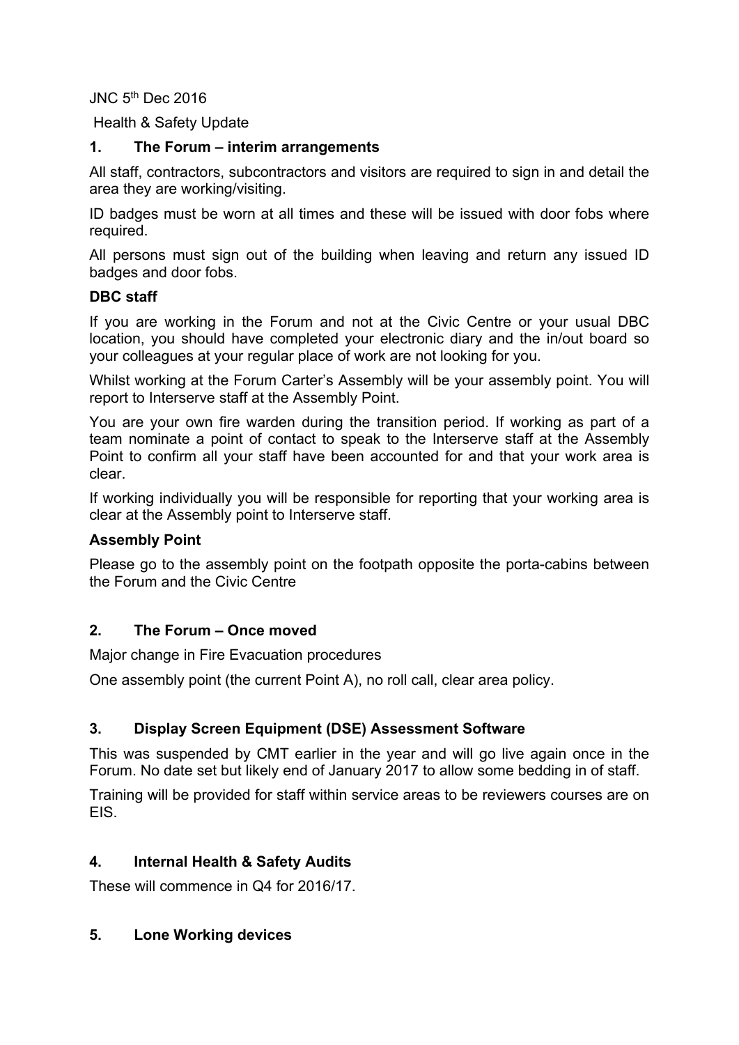JNC 5th Dec 2016

Health & Safety Update

## 1. The Forum – interim arrangements

All staff, contractors, subcontractors and visitors are required to sign in and detail the area they are working/visiting.

ID badges must be worn at all times and these will be issued with door fobs where required.

All persons must sign out of the building when leaving and return any issued ID badges and door fobs.

**DBC staff**

If you are working in the Forum and not at the Civic Centre or your usual DBC location, you should have completed your electronic diary and the in/out board so your colleagues at your regular place of work are not looking for you.

Whilst working at the Forum Carter's Assembly will be your assembly point. You will report to Interserve staff at the Assembly Point.

You are your own fire warden during the transition period. If working as part of a team nominate a point of contact to speak to the Interserve staff at the Assembly Point to confirm all your staff have been accounted for and that your work area is clear.

If working individually you will be responsible for reporting that your working area is clear at the Assembly point to Interserve staff.

**Assembly Point**

Please go to the assembly point on the footpath opposite the porta-cabins between the Forum and the Civic Centre

## 2. The Forum – Once moved

Major change in Fire Evacuation procedures

One assembly point (the current Point A), no roll call, clear area policy.

## 3. Display Screen Equipment (DSE) Assessment Software

This was suspended by CMT earlier in the year and will go live again once in the Forum. No date set but likely end of January 2017 to allow some bedding in of staff.

Training will be provided for staff within service areas to be reviewers courses are on EIS.

## 4. Internal Health & Safety Audits

These will commence in Q4 for 2016/17.

## 5. Lone Working devices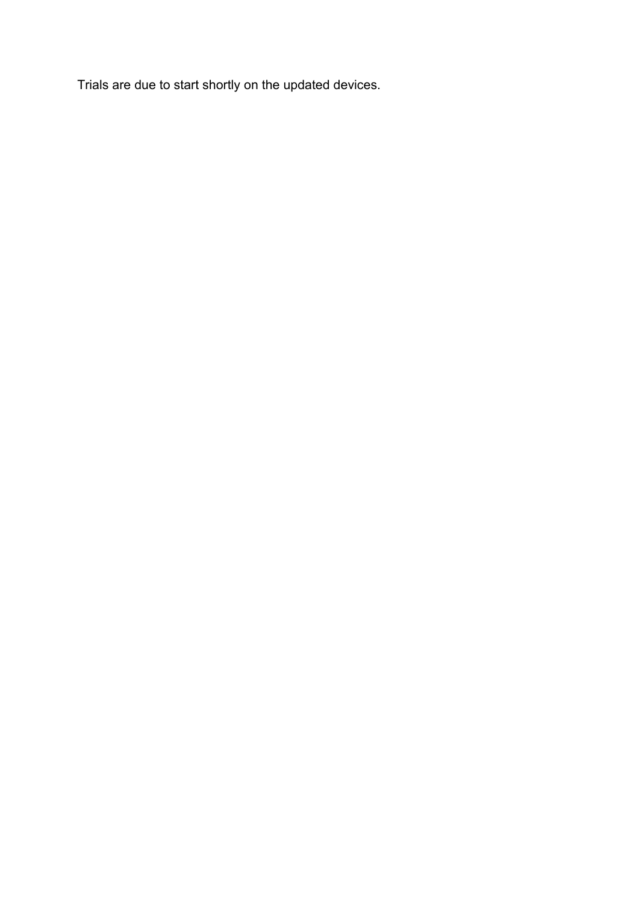Trials are due to start shortly on the updated devices.